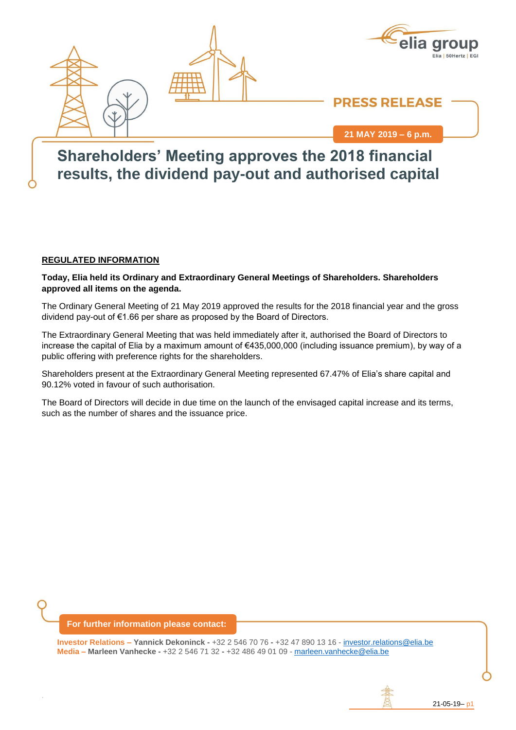PRESS RELEASE

21 MAY 2019 – 6 p.m.

# Shareholders' Meeting approves the 2018 financial results, the dividend pay-out and authorised capital

**REGULATED INFORMATION**

**Today, Elia held its Ordinary and Extraordinary General Meetings of Shareholders. Shareholders approved all items on the agenda.**

The Ordinary General Meeting of 21 May 2019 approved the results for the 2018 financial year and the gross dividend pay-out of €1.66 per share as proposed by the Board of Directors.

The Extraordinary General Meeting that was held immediately after it, authorised the Board of Directors to increase the capital of Elia by a maximum amount of €435,000,000 (including issuance premium), by way of a public offering with preference rights for the shareholders.

Shareholders present at the Extraordinary General Meeting represented 67.47% of Elia's share capital and 90.12% voted in favour of such authorisation.

The Board of Directors will decide in due time on the launch of the envisaged capital increase and its terms, such as the number of shares and the issuance price.

**For further information please contact:**

**Investor Relations – Yannick Dekoninck -** +32 2 546 70 76 **-** +32 47 890 13 16 - investor.relations@elia.be
**Media – Marleen Vanhecke -** +32 2 546 71 32 **-** +32 486 49 01 09 - marleen.vanhecke@elia.be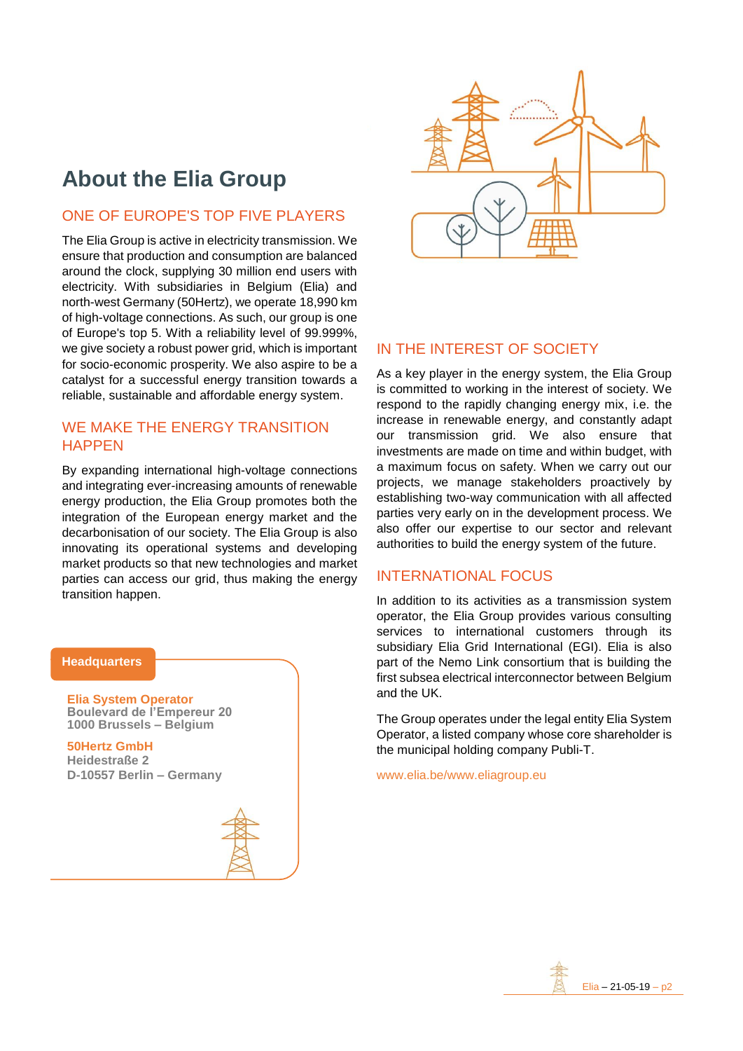# About the Elia Group

## ONE OF EUROPE'S TOP FIVE PLAYERS

The Elia Group is active in electricity transmission. We ensure that production and consumption are balanced around the clock, supplying 30 million end users with electricity. With subsidiaries in Belgium (Elia) and north-west Germany (50Hertz), we operate 18,990 km of high-voltage connections. As such, our group is one of Europe's top 5. With a reliability level of 99.999%, we give society a robust power grid, which is important for socio-economic prosperity. We also aspire to be a catalyst for a successful energy transition towards a reliable, sustainable and affordable energy system.

## WE MAKE THE ENERGY TRANSITION HAPPEN

By expanding international high-voltage connections and integrating ever-increasing amounts of renewable energy production, the Elia Group promotes both the integration of the European energy market and the decarbonisation of our society. The Elia Group is also innovating its operational systems and developing market products so that new technologies and market parties can access our grid, thus making the energy transition happen.

**Headquarters**

**Elia System Operator**
**Boulevard de l'Empereur 20**
**1000 Brussels – Belgium**

**50Hertz GmbH**
**Heidestraße 2**
**D-10557 Berlin – Germany**

## IN THE INTEREST OF SOCIETY

As a key player in the energy system, the Elia Group is committed to working in the interest of society. We respond to the rapidly changing energy mix, i.e. the increase in renewable energy, and constantly adapt our transmission grid. We also ensure that investments are made on time and within budget, with a maximum focus on safety. When we carry out our projects, we manage stakeholders proactively by establishing two-way communication with all affected parties very early on in the development process. We also offer our expertise to our sector and relevant authorities to build the energy system of the future.

## INTERNATIONAL FOCUS

In addition to its activities as a transmission system operator, the Elia Group provides various consulting services to international customers through its subsidiary Elia Grid International (EGI). Elia is also part of the Nemo Link consortium that is building the first subsea electrical interconnector between Belgium and the UK.

The Group operates under the legal entity Elia System Operator, a listed company whose core shareholder is the municipal holding company Publi-T.

www.elia.be/www.eliagroup.eu